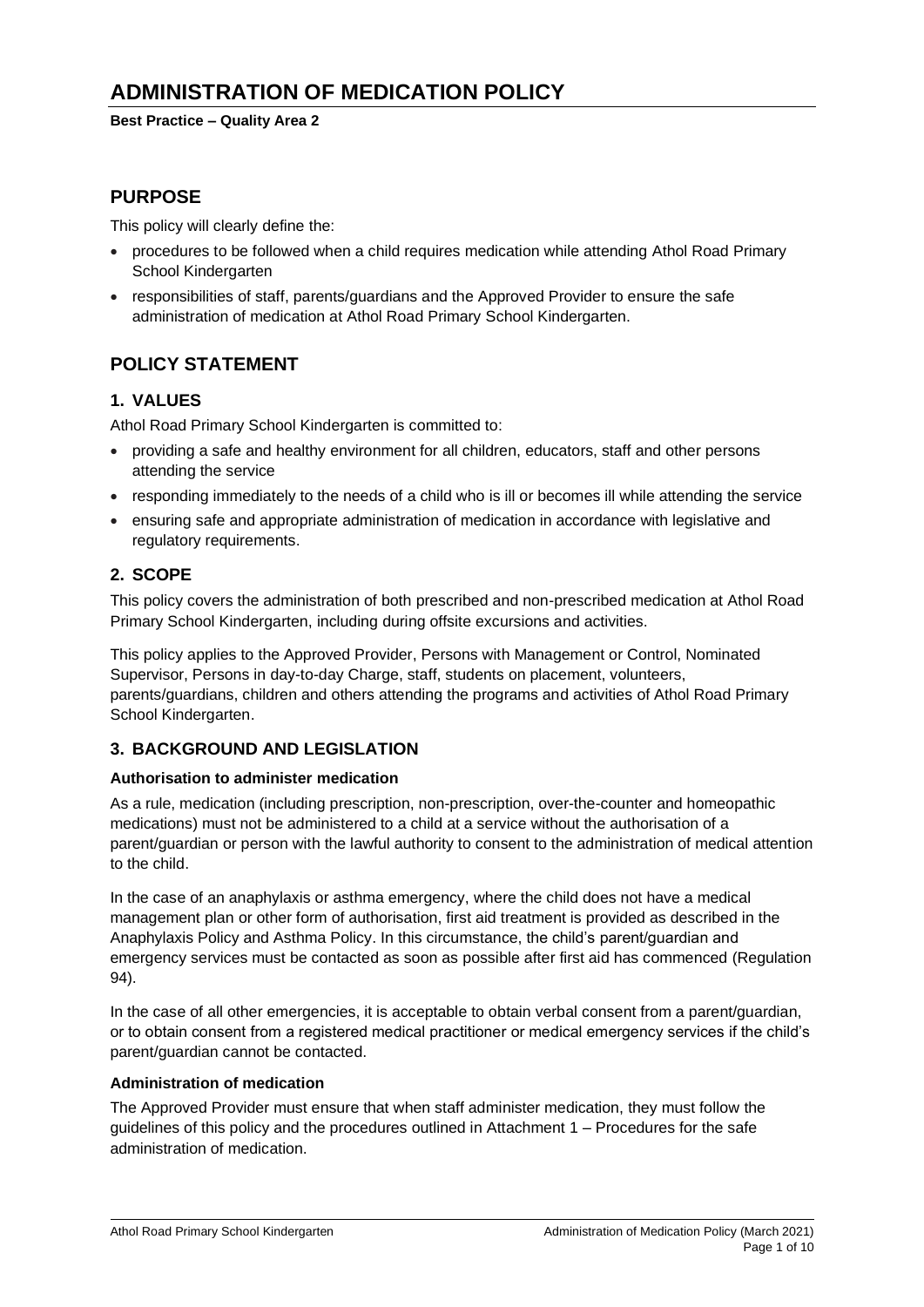# ADMINISTRATION OF MEDICATION POLICY

**Best Practice – Quality Area 2**

## PURPOSE

This policy will clearly define the:

- procedures to be followed when a child requires medication while attending Athol Road Primary School Kindergarten
- responsibilities of staff, parents/guardians and the Approved Provider to ensure the safe administration of medication at Athol Road Primary School Kindergarten.

## POLICY STATEMENT

### 1. VALUES

Athol Road Primary School Kindergarten is committed to:

- providing a safe and healthy environment for all children, educators, staff and other persons attending the service
- responding immediately to the needs of a child who is ill or becomes ill while attending the service
- ensuring safe and appropriate administration of medication in accordance with legislative and regulatory requirements.

### 2. SCOPE

This policy covers the administration of both prescribed and non-prescribed medication at Athol Road Primary School Kindergarten, including during offsite excursions and activities.

This policy applies to the Approved Provider, Persons with Management or Control, Nominated Supervisor, Persons in day-to-day Charge, staff, students on placement, volunteers, parents/guardians, children and others attending the programs and activities of Athol Road Primary School Kindergarten.

### 3. BACKGROUND AND LEGISLATION

**Authorisation to administer medication**

As a rule, medication (including prescription, non-prescription, over-the-counter and homeopathic medications) must not be administered to a child at a service without the authorisation of a parent/guardian or person with the lawful authority to consent to the administration of medical attention to the child.

In the case of an anaphylaxis or asthma emergency, where the child does not have a medical management plan or other form of authorisation, first aid treatment is provided as described in the Anaphylaxis Policy and Asthma Policy. In this circumstance, the child's parent/guardian and emergency services must be contacted as soon as possible after first aid has commenced (Regulation 94).

In the case of all other emergencies, it is acceptable to obtain verbal consent from a parent/guardian, or to obtain consent from a registered medical practitioner or medical emergency services if the child's parent/guardian cannot be contacted.

**Administration of medication**

The Approved Provider must ensure that when staff administer medication, they must follow the guidelines of this policy and the procedures outlined in Attachment 1 – Procedures for the safe administration of medication.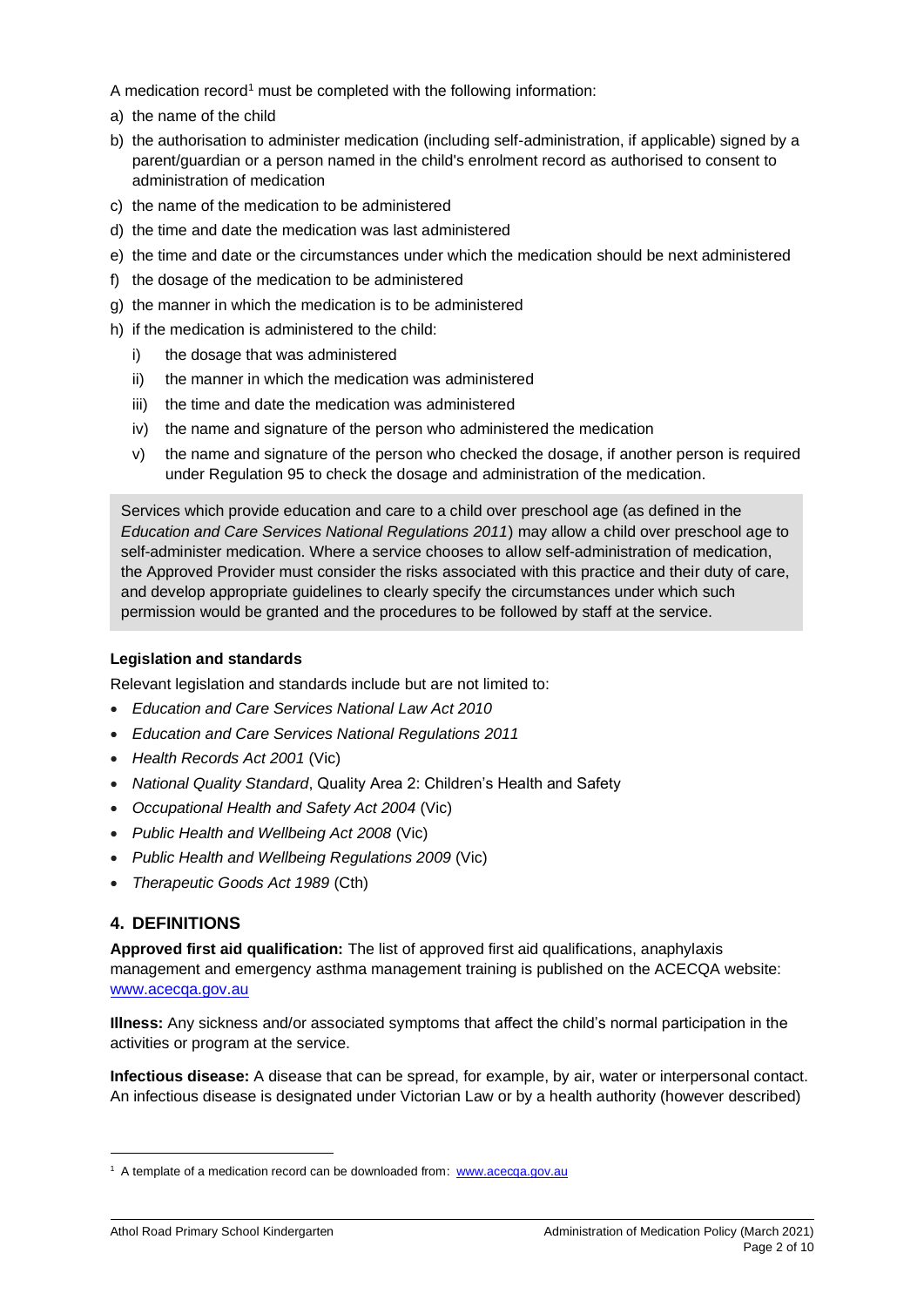A medication record[1] must be completed with the following information:

a) the name of the child
b) the authorisation to administer medication (including self-administration, if applicable) signed by a parent/guardian or a person named in the child's enrolment record as authorised to consent to administration of medication
c) the name of the medication to be administered
d) the time and date the medication was last administered
e) the time and date or the circumstances under which the medication should be next administered
f) the dosage of the medication to be administered
g) the manner in which the medication is to be administered
h) if the medication is administered to the child:
   i) the dosage that was administered
   ii) the manner in which the medication was administered
   iii) the time and date the medication was administered
   iv) the name and signature of the person who administered the medication
   v) the name and signature of the person who checked the dosage, if another person is required under Regulation 95 to check the dosage and administration of the medication.

> Services which provide education and care to a child over preschool age (as defined in the *Education and Care Services National Regulations 2011*) may allow a child over preschool age to self-administer medication. Where a service chooses to allow self-administration of medication, the Approved Provider must consider the risks associated with this practice and their duty of care, and develop appropriate guidelines to clearly specify the circumstances under which such permission would be granted and the procedures to be followed by staff at the service.

**Legislation and standards**

Relevant legislation and standards include but are not limited to:

- *Education and Care Services National Law Act 2010*
- *Education and Care Services National Regulations 2011*
- *Health Records Act 2001* (Vic)
- *National Quality Standard*, Quality Area 2: Children's Health and Safety
- *Occupational Health and Safety Act 2004* (Vic)
- *Public Health and Wellbeing Act 2008* (Vic)
- *Public Health and Wellbeing Regulations 2009* (Vic)
- *Therapeutic Goods Act 1989* (Cth)

## 4. DEFINITIONS

**Approved first aid qualification:** The list of approved first aid qualifications, anaphylaxis management and emergency asthma management training is published on the ACECQA website: www.acecqa.gov.au

**Illness:** Any sickness and/or associated symptoms that affect the child's normal participation in the activities or program at the service.

**Infectious disease:** A disease that can be spread, for example, by air, water or interpersonal contact. An infectious disease is designated under Victorian Law or by a health authority (however described)

---

[1] A template of a medication record can be downloaded from: www.acecqa.gov.au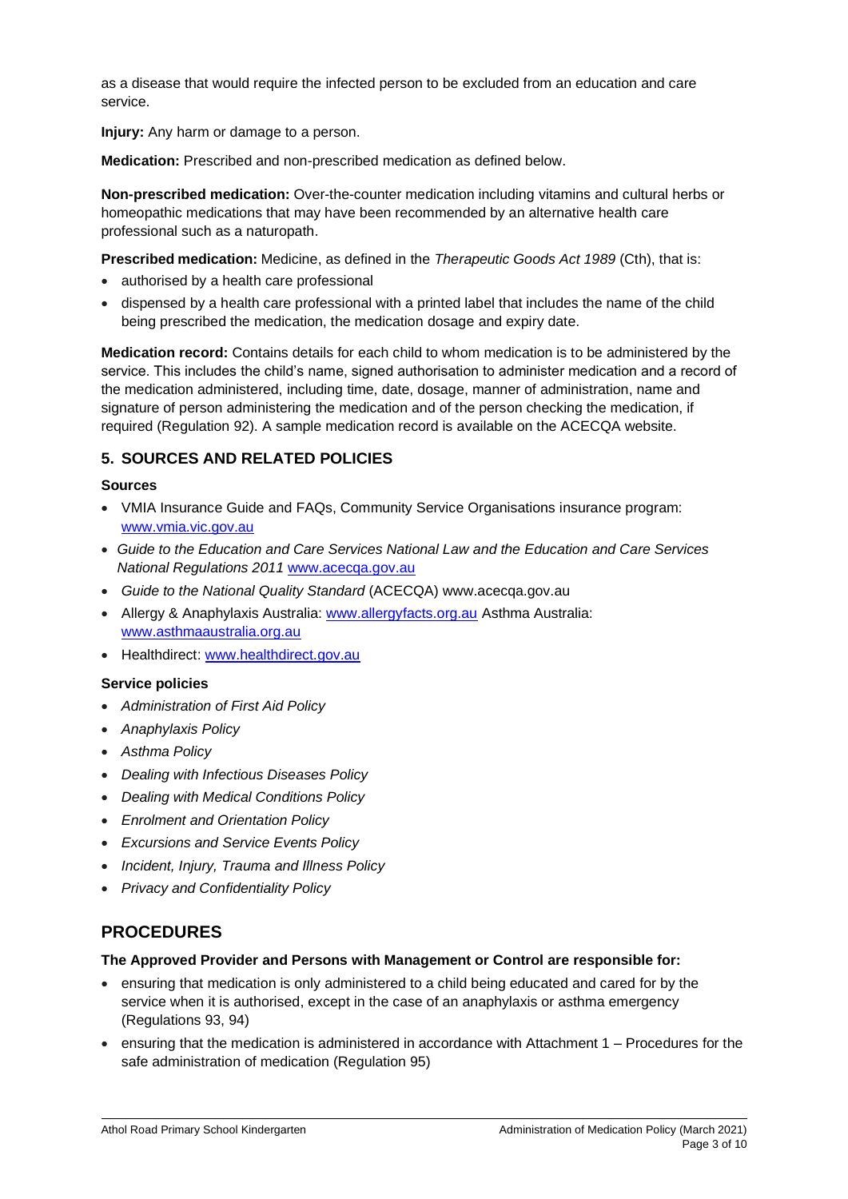as a disease that would require the infected person to be excluded from an education and care service.

**Injury:** Any harm or damage to a person.

**Medication:** Prescribed and non-prescribed medication as defined below.

**Non-prescribed medication:** Over-the-counter medication including vitamins and cultural herbs or homeopathic medications that may have been recommended by an alternative health care professional such as a naturopath.

**Prescribed medication:** Medicine, as defined in the *Therapeutic Goods Act 1989* (Cth), that is:

- authorised by a health care professional
- dispensed by a health care professional with a printed label that includes the name of the child being prescribed the medication, the medication dosage and expiry date.

**Medication record:** Contains details for each child to whom medication is to be administered by the service. This includes the child's name, signed authorisation to administer medication and a record of the medication administered, including time, date, dosage, manner of administration, name and signature of person administering the medication and of the person checking the medication, if required (Regulation 92). A sample medication record is available on the ACECQA website.

## 5. SOURCES AND RELATED POLICIES

**Sources**

- VMIA Insurance Guide and FAQs, Community Service Organisations insurance program: www.vmia.vic.gov.au
- *Guide to the Education and Care Services National Law and the Education and Care Services National Regulations 2011* www.acecqa.gov.au
- *Guide to the National Quality Standard* (ACECQA) www.acecqa.gov.au
- Allergy & Anaphylaxis Australia: www.allergyfacts.org.au Asthma Australia: www.asthmaaustralia.org.au
- Healthdirect: www.healthdirect.gov.au

**Service policies**

- *Administration of First Aid Policy*
- *Anaphylaxis Policy*
- *Asthma Policy*
- *Dealing with Infectious Diseases Policy*
- *Dealing with Medical Conditions Policy*
- *Enrolment and Orientation Policy*
- *Excursions and Service Events Policy*
- *Incident, Injury, Trauma and Illness Policy*
- *Privacy and Confidentiality Policy*

# PROCEDURES

**The Approved Provider and Persons with Management or Control are responsible for:**

- ensuring that medication is only administered to a child being educated and cared for by the service when it is authorised, except in the case of an anaphylaxis or asthma emergency (Regulations 93, 94)
- ensuring that the medication is administered in accordance with Attachment 1 – Procedures for the safe administration of medication (Regulation 95)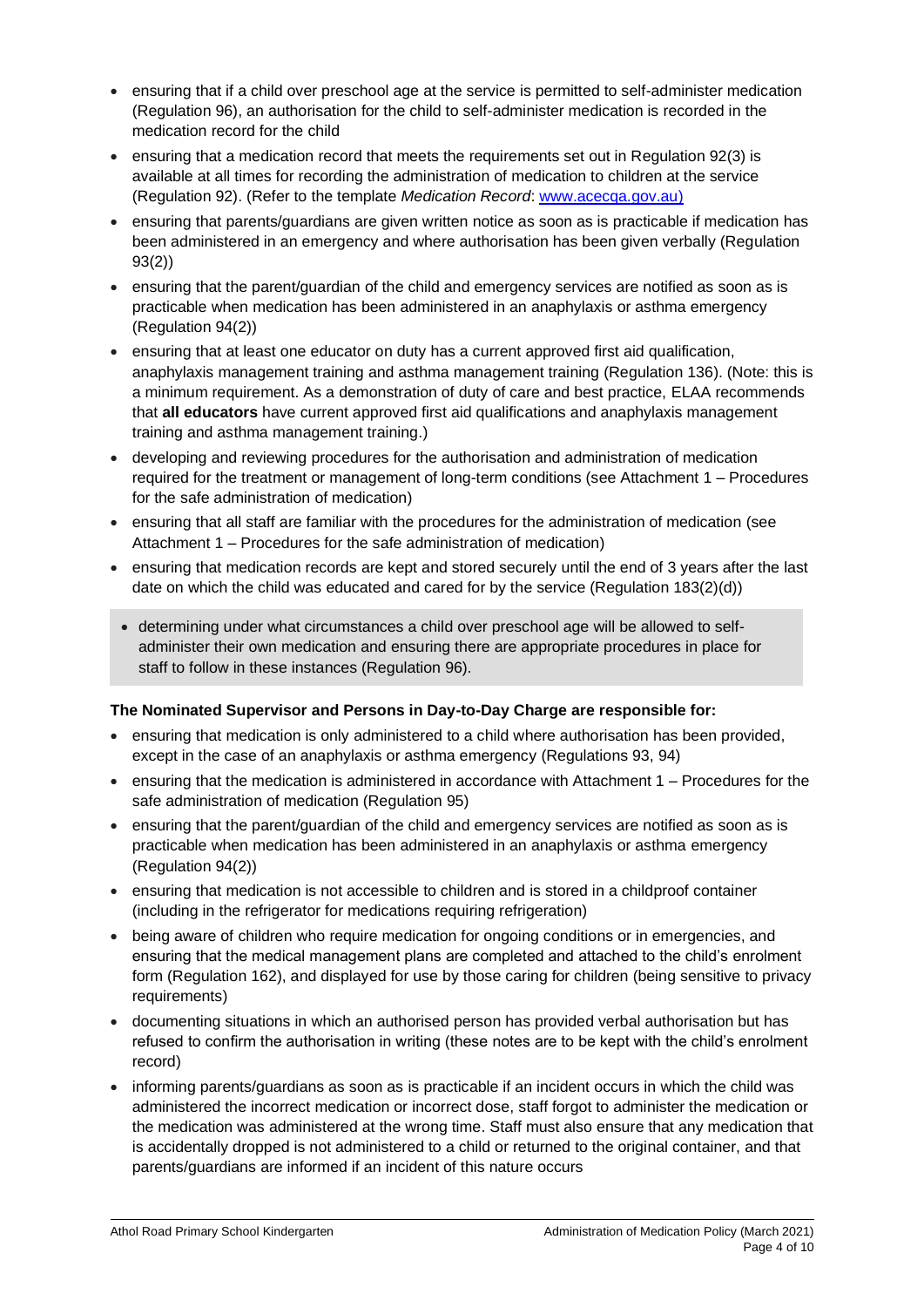- ensuring that if a child over preschool age at the service is permitted to self-administer medication (Regulation 96), an authorisation for the child to self-administer medication is recorded in the medication record for the child
- ensuring that a medication record that meets the requirements set out in Regulation 92(3) is available at all times for recording the administration of medication to children at the service (Regulation 92). (Refer to the template *Medication Record*: www.acecqa.gov.au)
- ensuring that parents/guardians are given written notice as soon as is practicable if medication has been administered in an emergency and where authorisation has been given verbally (Regulation 93(2))
- ensuring that the parent/guardian of the child and emergency services are notified as soon as is practicable when medication has been administered in an anaphylaxis or asthma emergency (Regulation 94(2))
- ensuring that at least one educator on duty has a current approved first aid qualification, anaphylaxis management training and asthma management training (Regulation 136). (Note: this is a minimum requirement. As a demonstration of duty of care and best practice, ELAA recommends that **all educators** have current approved first aid qualifications and anaphylaxis management training and asthma management training.)
- developing and reviewing procedures for the authorisation and administration of medication required for the treatment or management of long-term conditions (see Attachment 1 – Procedures for the safe administration of medication)
- ensuring that all staff are familiar with the procedures for the administration of medication (see Attachment 1 – Procedures for the safe administration of medication)
- ensuring that medication records are kept and stored securely until the end of 3 years after the last date on which the child was educated and cared for by the service (Regulation 183(2)(d))
- determining under what circumstances a child over preschool age will be allowed to self-administer their own medication and ensuring there are appropriate procedures in place for staff to follow in these instances (Regulation 96).

**The Nominated Supervisor and Persons in Day-to-Day Charge are responsible for:**

- ensuring that medication is only administered to a child where authorisation has been provided, except in the case of an anaphylaxis or asthma emergency (Regulations 93, 94)
- ensuring that the medication is administered in accordance with Attachment 1 – Procedures for the safe administration of medication (Regulation 95)
- ensuring that the parent/guardian of the child and emergency services are notified as soon as is practicable when medication has been administered in an anaphylaxis or asthma emergency (Regulation 94(2))
- ensuring that medication is not accessible to children and is stored in a childproof container (including in the refrigerator for medications requiring refrigeration)
- being aware of children who require medication for ongoing conditions or in emergencies, and ensuring that the medical management plans are completed and attached to the child's enrolment form (Regulation 162), and displayed for use by those caring for children (being sensitive to privacy requirements)
- documenting situations in which an authorised person has provided verbal authorisation but has refused to confirm the authorisation in writing (these notes are to be kept with the child's enrolment record)
- informing parents/guardians as soon as is practicable if an incident occurs in which the child was administered the incorrect medication or incorrect dose, staff forgot to administer the medication or the medication was administered at the wrong time. Staff must also ensure that any medication that is accidentally dropped is not administered to a child or returned to the original container, and that parents/guardians are informed if an incident of this nature occurs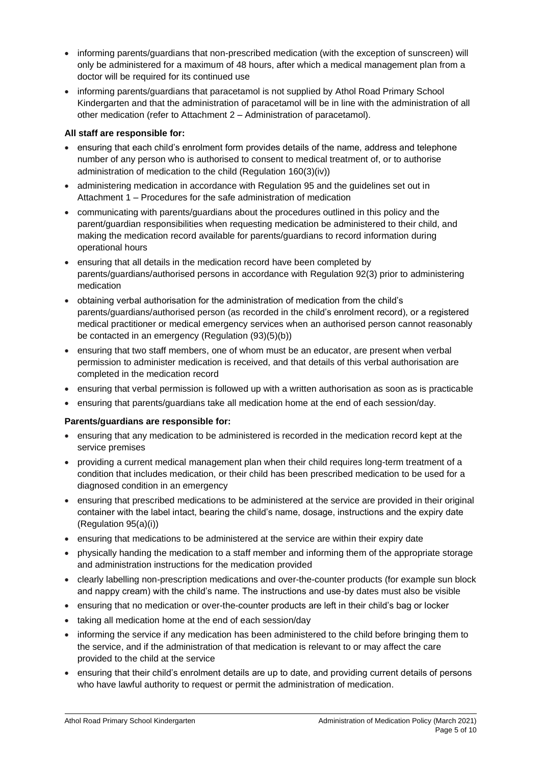- informing parents/guardians that non-prescribed medication (with the exception of sunscreen) will only be administered for a maximum of 48 hours, after which a medical management plan from a doctor will be required for its continued use
- informing parents/guardians that paracetamol is not supplied by Athol Road Primary School Kindergarten and that the administration of paracetamol will be in line with the administration of all other medication (refer to Attachment 2 – Administration of paracetamol).

**All staff are responsible for:**

- ensuring that each child's enrolment form provides details of the name, address and telephone number of any person who is authorised to consent to medical treatment of, or to authorise administration of medication to the child (Regulation 160(3)(iv))
- administering medication in accordance with Regulation 95 and the guidelines set out in Attachment 1 – Procedures for the safe administration of medication
- communicating with parents/guardians about the procedures outlined in this policy and the parent/guardian responsibilities when requesting medication be administered to their child, and making the medication record available for parents/guardians to record information during operational hours
- ensuring that all details in the medication record have been completed by parents/guardians/authorised persons in accordance with Regulation 92(3) prior to administering medication
- obtaining verbal authorisation for the administration of medication from the child's parents/guardians/authorised person (as recorded in the child's enrolment record), or a registered medical practitioner or medical emergency services when an authorised person cannot reasonably be contacted in an emergency (Regulation (93)(5)(b))
- ensuring that two staff members, one of whom must be an educator, are present when verbal permission to administer medication is received, and that details of this verbal authorisation are completed in the medication record
- ensuring that verbal permission is followed up with a written authorisation as soon as is practicable
- ensuring that parents/guardians take all medication home at the end of each session/day.

**Parents/guardians are responsible for:**

- ensuring that any medication to be administered is recorded in the medication record kept at the service premises
- providing a current medical management plan when their child requires long-term treatment of a condition that includes medication, or their child has been prescribed medication to be used for a diagnosed condition in an emergency
- ensuring that prescribed medications to be administered at the service are provided in their original container with the label intact, bearing the child's name, dosage, instructions and the expiry date (Regulation 95(a)(i))
- ensuring that medications to be administered at the service are within their expiry date
- physically handing the medication to a staff member and informing them of the appropriate storage and administration instructions for the medication provided
- clearly labelling non-prescription medications and over-the-counter products (for example sun block and nappy cream) with the child's name. The instructions and use-by dates must also be visible
- ensuring that no medication or over-the-counter products are left in their child's bag or locker
- taking all medication home at the end of each session/day
- informing the service if any medication has been administered to the child before bringing them to the service, and if the administration of that medication is relevant to or may affect the care provided to the child at the service
- ensuring that their child's enrolment details are up to date, and providing current details of persons who have lawful authority to request or permit the administration of medication.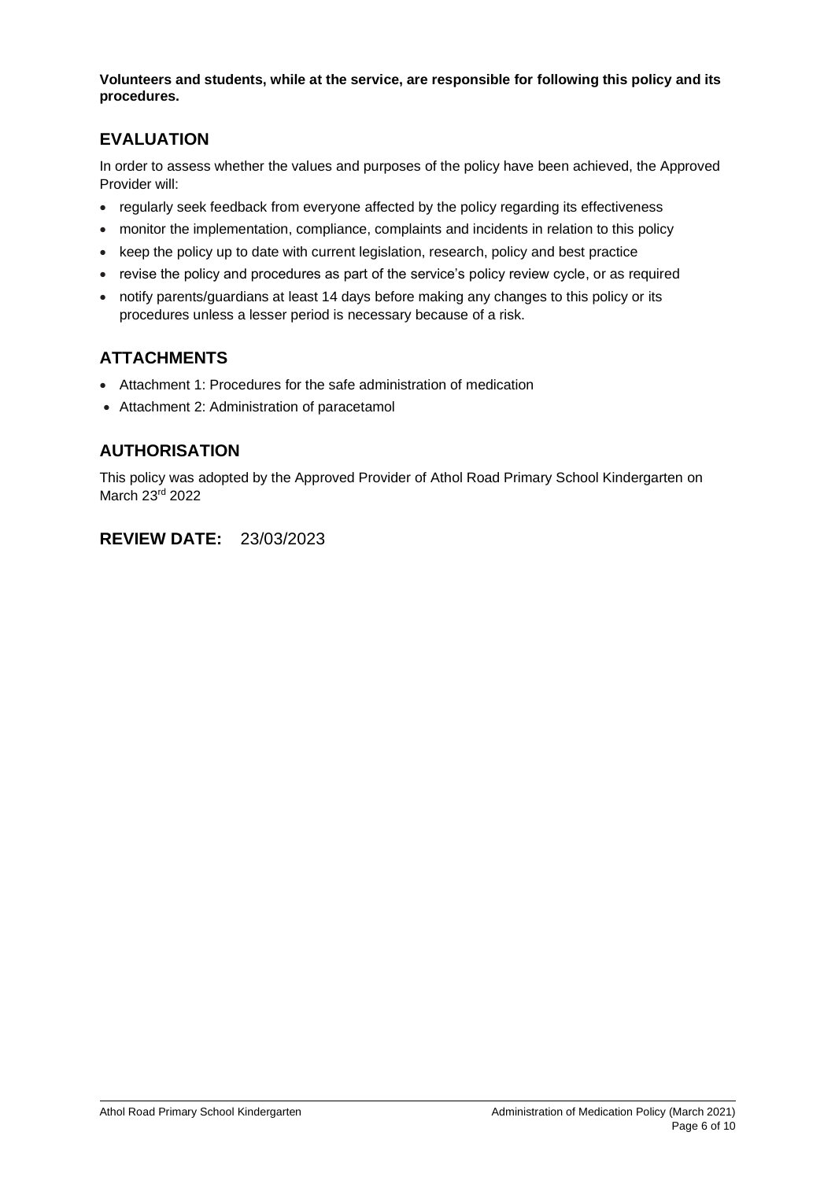**Volunteers and students, while at the service, are responsible for following this policy and its procedures.**

## EVALUATION

In order to assess whether the values and purposes of the policy have been achieved, the Approved Provider will:

- regularly seek feedback from everyone affected by the policy regarding its effectiveness
- monitor the implementation, compliance, complaints and incidents in relation to this policy
- keep the policy up to date with current legislation, research, policy and best practice
- revise the policy and procedures as part of the service's policy review cycle, or as required
- notify parents/guardians at least 14 days before making any changes to this policy or its procedures unless a lesser period is necessary because of a risk.

## ATTACHMENTS

- Attachment 1: Procedures for the safe administration of medication
- Attachment 2: Administration of paracetamol

## AUTHORISATION

This policy was adopted by the Approved Provider of Athol Road Primary School Kindergarten on March 23rd 2022

## REVIEW DATE: 23/03/2023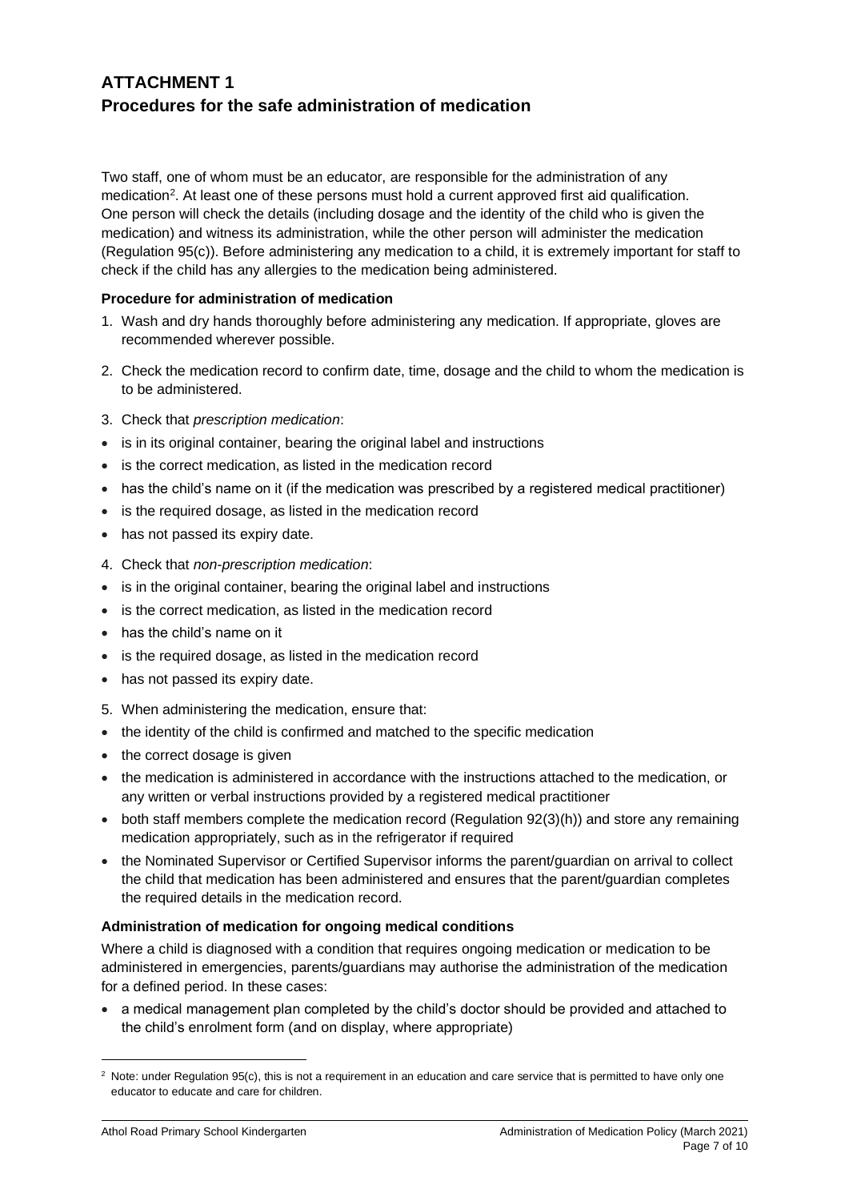# ATTACHMENT 1
# Procedures for the safe administration of medication

Two staff, one of whom must be an educator, are responsible for the administration of any medication[2]. At least one of these persons must hold a current approved first aid qualification. One person will check the details (including dosage and the identity of the child who is given the medication) and witness its administration, while the other person will administer the medication (Regulation 95(c)). Before administering any medication to a child, it is extremely important for staff to check if the child has any allergies to the medication being administered.

**Procedure for administration of medication**

1. Wash and dry hands thoroughly before administering any medication. If appropriate, gloves are recommended wherever possible.
2. Check the medication record to confirm date, time, dosage and the child to whom the medication is to be administered.
3. Check that *prescription medication*:

- is in its original container, bearing the original label and instructions
- is the correct medication, as listed in the medication record
- has the child's name on it (if the medication was prescribed by a registered medical practitioner)
- is the required dosage, as listed in the medication record
- has not passed its expiry date.

4. Check that *non-prescription medication*:

- is in the original container, bearing the original label and instructions
- is the correct medication, as listed in the medication record
- has the child's name on it
- is the required dosage, as listed in the medication record
- has not passed its expiry date.

5. When administering the medication, ensure that:

- the identity of the child is confirmed and matched to the specific medication
- the correct dosage is given
- the medication is administered in accordance with the instructions attached to the medication, or any written or verbal instructions provided by a registered medical practitioner
- both staff members complete the medication record (Regulation 92(3)(h)) and store any remaining medication appropriately, such as in the refrigerator if required
- the Nominated Supervisor or Certified Supervisor informs the parent/guardian on arrival to collect the child that medication has been administered and ensures that the parent/guardian completes the required details in the medication record.

**Administration of medication for ongoing medical conditions**

Where a child is diagnosed with a condition that requires ongoing medication or medication to be administered in emergencies, parents/guardians may authorise the administration of the medication for a defined period. In these cases:

- a medical management plan completed by the child's doctor should be provided and attached to the child's enrolment form (and on display, where appropriate)

[2] Note: under Regulation 95(c), this is not a requirement in an education and care service that is permitted to have only one educator to educate and care for children.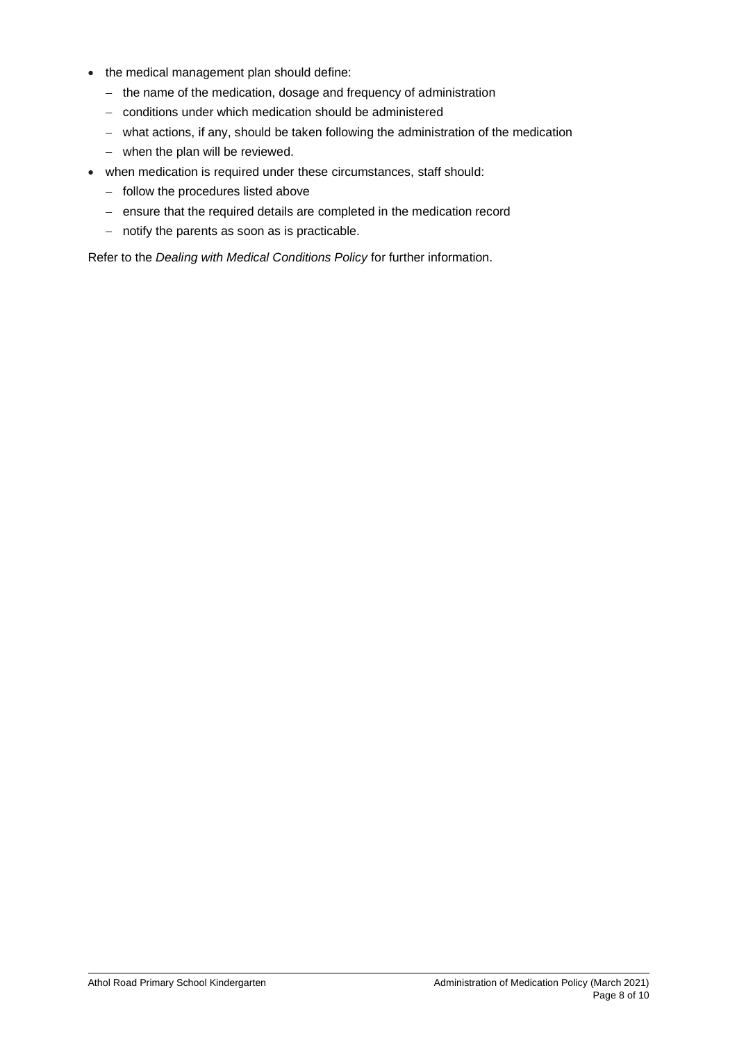- the medical management plan should define:
  - the name of the medication, dosage and frequency of administration
  - conditions under which medication should be administered
  - what actions, if any, should be taken following the administration of the medication
  - when the plan will be reviewed.
- when medication is required under these circumstances, staff should:
  - follow the procedures listed above
  - ensure that the required details are completed in the medication record
  - notify the parents as soon as is practicable.

Refer to the *Dealing with Medical Conditions Policy* for further information.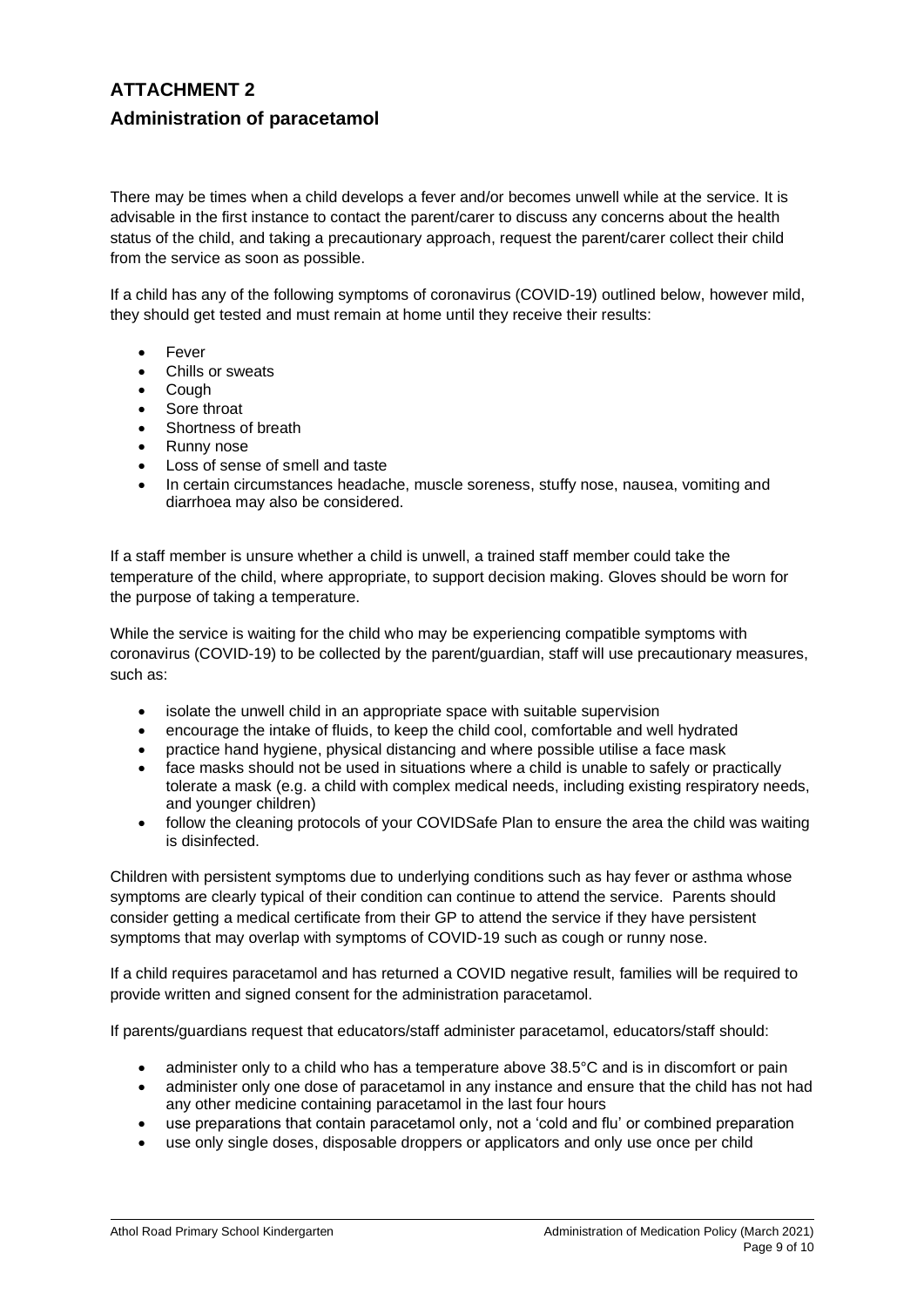# ATTACHMENT 2

## Administration of paracetamol

There may be times when a child develops a fever and/or becomes unwell while at the service. It is advisable in the first instance to contact the parent/carer to discuss any concerns about the health status of the child, and taking a precautionary approach, request the parent/carer collect their child from the service as soon as possible.

If a child has any of the following symptoms of coronavirus (COVID-19) outlined below, however mild, they should get tested and must remain at home until they receive their results:

- Fever
- Chills or sweats
- Cough
- Sore throat
- Shortness of breath
- Runny nose
- Loss of sense of smell and taste
- In certain circumstances headache, muscle soreness, stuffy nose, nausea, vomiting and diarrhoea may also be considered.

If a staff member is unsure whether a child is unwell, a trained staff member could take the temperature of the child, where appropriate, to support decision making. Gloves should be worn for the purpose of taking a temperature.

While the service is waiting for the child who may be experiencing compatible symptoms with coronavirus (COVID-19) to be collected by the parent/guardian, staff will use precautionary measures, such as:

- isolate the unwell child in an appropriate space with suitable supervision
- encourage the intake of fluids, to keep the child cool, comfortable and well hydrated
- practice hand hygiene, physical distancing and where possible utilise a face mask
- face masks should not be used in situations where a child is unable to safely or practically tolerate a mask (e.g. a child with complex medical needs, including existing respiratory needs, and younger children)
- follow the cleaning protocols of your COVIDSafe Plan to ensure the area the child was waiting is disinfected.

Children with persistent symptoms due to underlying conditions such as hay fever or asthma whose symptoms are clearly typical of their condition can continue to attend the service. Parents should consider getting a medical certificate from their GP to attend the service if they have persistent symptoms that may overlap with symptoms of COVID-19 such as cough or runny nose.

If a child requires paracetamol and has returned a COVID negative result, families will be required to provide written and signed consent for the administration paracetamol.

If parents/guardians request that educators/staff administer paracetamol, educators/staff should:

- administer only to a child who has a temperature above 38.5°C and is in discomfort or pain
- administer only one dose of paracetamol in any instance and ensure that the child has not had any other medicine containing paracetamol in the last four hours
- use preparations that contain paracetamol only, not a 'cold and flu' or combined preparation
- use only single doses, disposable droppers or applicators and only use once per child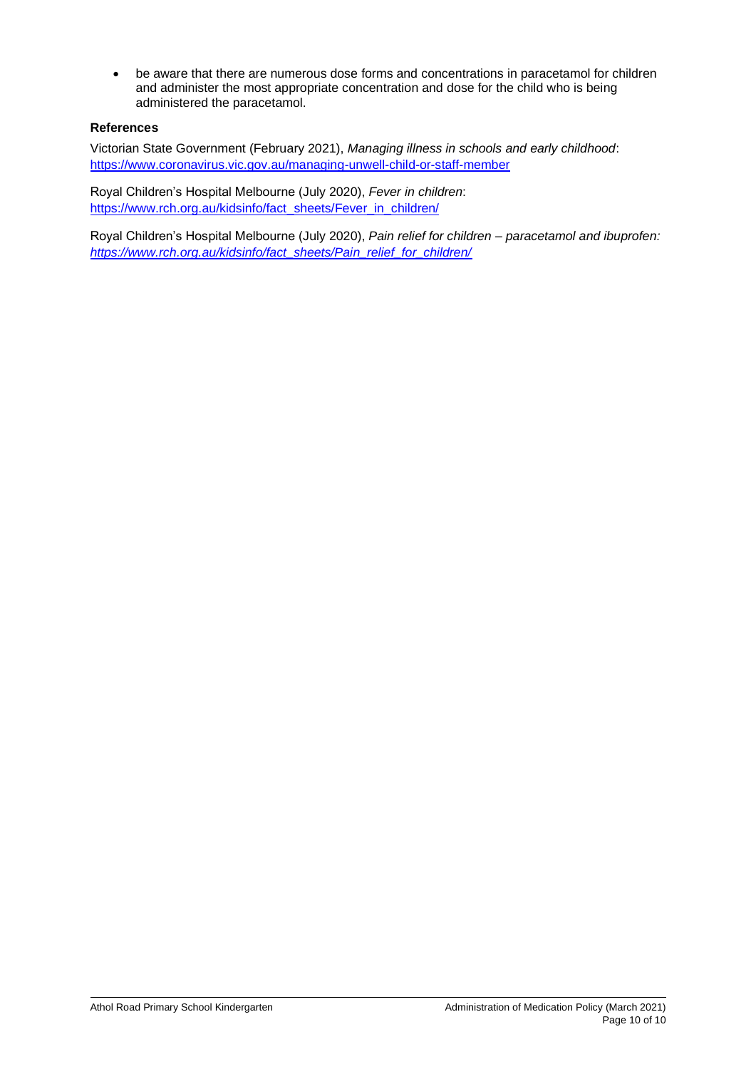- be aware that there are numerous dose forms and concentrations in paracetamol for children and administer the most appropriate concentration and dose for the child who is being administered the paracetamol.

**References**

Victorian State Government (February 2021), *Managing illness in schools and early childhood*: https://www.coronavirus.vic.gov.au/managing-unwell-child-or-staff-member

Royal Children's Hospital Melbourne (July 2020), *Fever in children*: https://www.rch.org.au/kidsinfo/fact_sheets/Fever_in_children/

Royal Children's Hospital Melbourne (July 2020), *Pain relief for children – paracetamol and ibuprofen: https://www.rch.org.au/kidsinfo/fact_sheets/Pain_relief_for_children/*